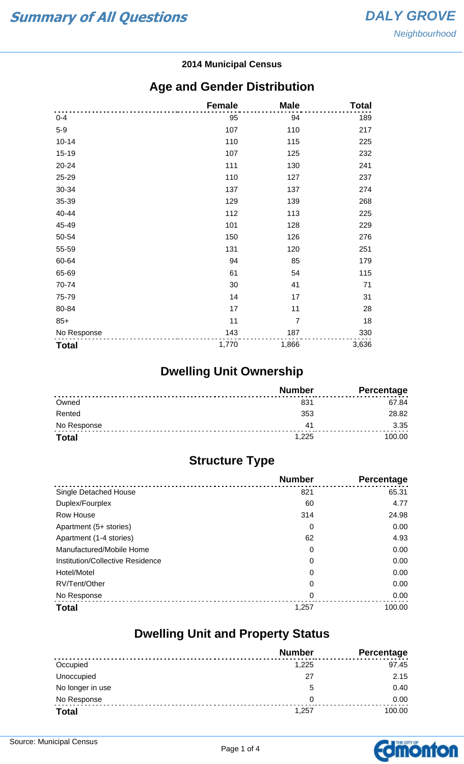# Summary of All Questions

**DALY GROVE**
*Neighbourhood*

**2014 Municipal Census**

## Age and Gender Distribution

| | Female | Male | Total |
|---|---|---|---|
| 0-4 | 95 | 94 | 189 |
| 5-9 | 107 | 110 | 217 |
| 10-14 | 110 | 115 | 225 |
| 15-19 | 107 | 125 | 232 |
| 20-24 | 111 | 130 | 241 |
| 25-29 | 110 | 127 | 237 |
| 30-34 | 137 | 137 | 274 |
| 35-39 | 129 | 139 | 268 |
| 40-44 | 112 | 113 | 225 |
| 45-49 | 101 | 128 | 229 |
| 50-54 | 150 | 126 | 276 |
| 55-59 | 131 | 120 | 251 |
| 60-64 | 94 | 85 | 179 |
| 65-69 | 61 | 54 | 115 |
| 70-74 | 30 | 41 | 71 |
| 75-79 | 14 | 17 | 31 |
| 80-84 | 17 | 11 | 28 |
| 85+ | 11 | 7 | 18 |
| No Response | 143 | 187 | 330 |
| **Total** | 1,770 | 1,866 | 3,636 |

## Dwelling Unit Ownership

| | Number | Percentage |
|---|---|---|
| Owned | 831 | 67.84 |
| Rented | 353 | 28.82 |
| No Response | 41 | 3.35 |
| **Total** | 1,225 | 100.00 |

## Structure Type

| | Number | Percentage |
|---|---|---|
| Single Detached House | 821 | 65.31 |
| Duplex/Fourplex | 60 | 4.77 |
| Row House | 314 | 24.98 |
| Apartment (5+ stories) | 0 | 0.00 |
| Apartment (1-4 stories) | 62 | 4.93 |
| Manufactured/Mobile Home | 0 | 0.00 |
| Institution/Collective Residence | 0 | 0.00 |
| Hotel/Motel | 0 | 0.00 |
| RV/Tent/Other | 0 | 0.00 |
| No Response | 0 | 0.00 |
| **Total** | 1,257 | 100.00 |

## Dwelling Unit and Property Status

| | Number | Percentage |
|---|---|---|
| Occupied | 1,225 | 97.45 |
| Unoccupied | 27 | 2.15 |
| No longer in use | 5 | 0.40 |
| No Response | 0 | 0.00 |
| **Total** | 1,257 | 100.00 |

Source: Municipal Census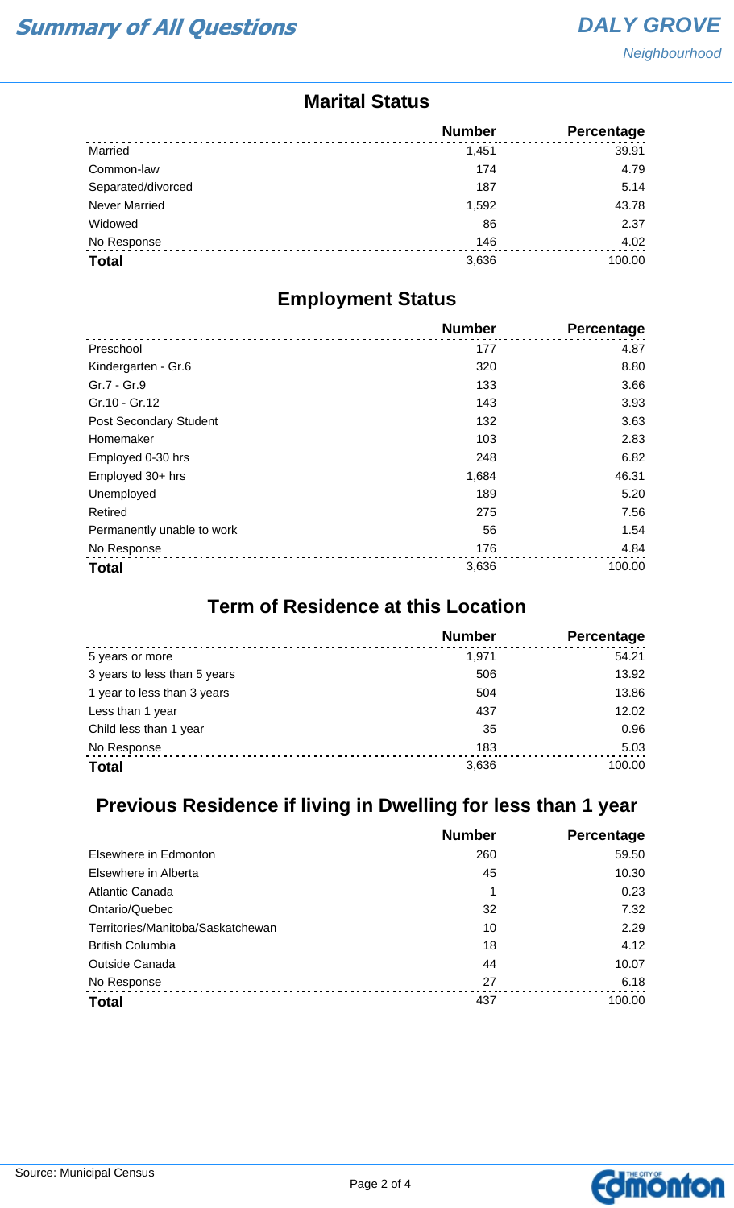# Summary of All Questions

**DALY GROVE**
*Neighbourhood*

## Marital Status

| | Number | Percentage |
|---|---|---|
| Married | 1,451 | 39.91 |
| Common-law | 174 | 4.79 |
| Separated/divorced | 187 | 5.14 |
| Never Married | 1,592 | 43.78 |
| Widowed | 86 | 2.37 |
| No Response | 146 | 4.02 |
| **Total** | 3,636 | 100.00 |

## Employment Status

| | Number | Percentage |
|---|---|---|
| Preschool | 177 | 4.87 |
| Kindergarten - Gr.6 | 320 | 8.80 |
| Gr.7 - Gr.9 | 133 | 3.66 |
| Gr.10 - Gr.12 | 143 | 3.93 |
| Post Secondary Student | 132 | 3.63 |
| Homemaker | 103 | 2.83 |
| Employed 0-30 hrs | 248 | 6.82 |
| Employed 30+ hrs | 1,684 | 46.31 |
| Unemployed | 189 | 5.20 |
| Retired | 275 | 7.56 |
| Permanently unable to work | 56 | 1.54 |
| No Response | 176 | 4.84 |
| **Total** | 3,636 | 100.00 |

## Term of Residence at this Location

| | Number | Percentage |
|---|---|---|
| 5 years or more | 1,971 | 54.21 |
| 3 years to less than 5 years | 506 | 13.92 |
| 1 year to less than 3 years | 504 | 13.86 |
| Less than 1 year | 437 | 12.02 |
| Child less than 1 year | 35 | 0.96 |
| No Response | 183 | 5.03 |
| **Total** | 3,636 | 100.00 |

## Previous Residence if living in Dwelling for less than 1 year

| | Number | Percentage |
|---|---|---|
| Elsewhere in Edmonton | 260 | 59.50 |
| Elsewhere in Alberta | 45 | 10.30 |
| Atlantic Canada | 1 | 0.23 |
| Ontario/Quebec | 32 | 7.32 |
| Territories/Manitoba/Saskatchewan | 10 | 2.29 |
| British Columbia | 18 | 4.12 |
| Outside Canada | 44 | 10.07 |
| No Response | 27 | 6.18 |
| **Total** | 437 | 100.00 |

Source: Municipal Census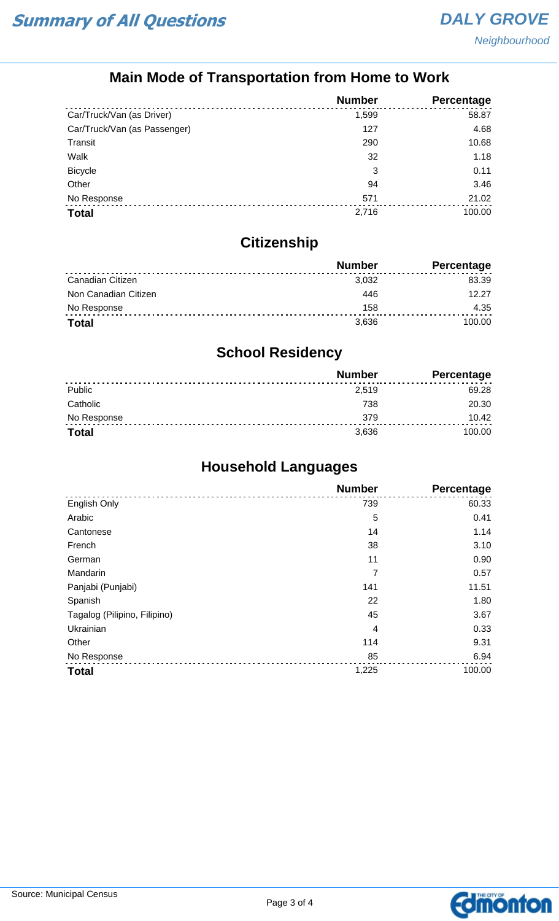# Summary of All Questions

**DALY GROVE**
*Neighbourhood*

## Main Mode of Transportation from Home to Work

| | Number | Percentage |
|---|---|---|
| Car/Truck/Van (as Driver) | 1,599 | 58.87 |
| Car/Truck/Van (as Passenger) | 127 | 4.68 |
| Transit | 290 | 10.68 |
| Walk | 32 | 1.18 |
| Bicycle | 3 | 0.11 |
| Other | 94 | 3.46 |
| No Response | 571 | 21.02 |
| **Total** | 2,716 | 100.00 |

## Citizenship

| | Number | Percentage |
|---|---|---|
| Canadian Citizen | 3,032 | 83.39 |
| Non Canadian Citizen | 446 | 12.27 |
| No Response | 158 | 4.35 |
| **Total** | 3,636 | 100.00 |

## School Residency

| | Number | Percentage |
|---|---|---|
| Public | 2,519 | 69.28 |
| Catholic | 738 | 20.30 |
| No Response | 379 | 10.42 |
| **Total** | 3,636 | 100.00 |

## Household Languages

| | Number | Percentage |
|---|---|---|
| English Only | 739 | 60.33 |
| Arabic | 5 | 0.41 |
| Cantonese | 14 | 1.14 |
| French | 38 | 3.10 |
| German | 11 | 0.90 |
| Mandarin | 7 | 0.57 |
| Panjabi (Punjabi) | 141 | 11.51 |
| Spanish | 22 | 1.80 |
| Tagalog (Pilipino, Filipino) | 45 | 3.67 |
| Ukrainian | 4 | 0.33 |
| Other | 114 | 9.31 |
| No Response | 85 | 6.94 |
| **Total** | 1,225 | 100.00 |

Source: Municipal Census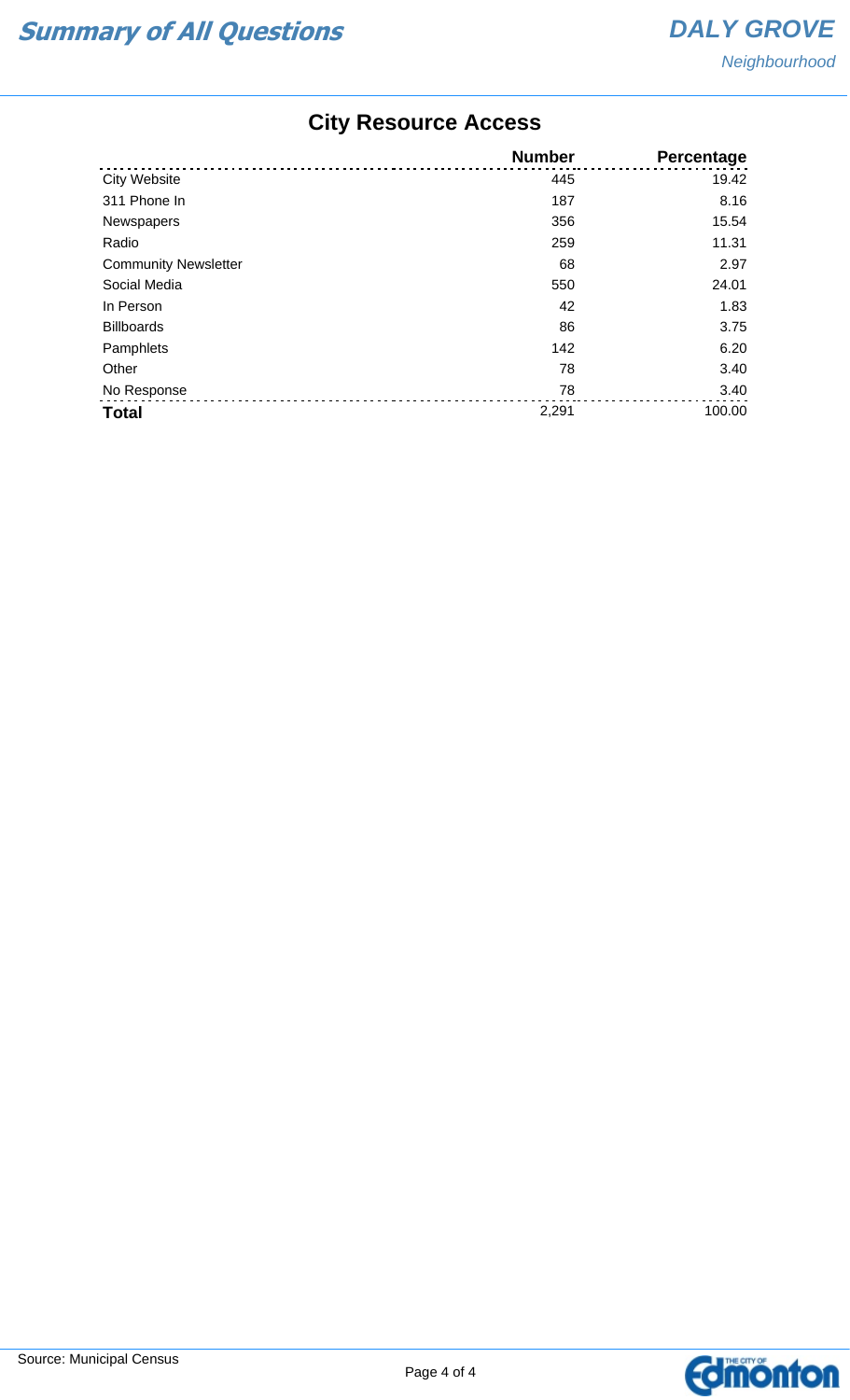# Summary of All Questions

## DALY GROVE

*Neighbourhood*

### City Resource Access

| | Number | Percentage |
|---|---|---|
| City Website | 445 | 19.42 |
| 311 Phone In | 187 | 8.16 |
| Newspapers | 356 | 15.54 |
| Radio | 259 | 11.31 |
| Community Newsletter | 68 | 2.97 |
| Social Media | 550 | 24.01 |
| In Person | 42 | 1.83 |
| Billboards | 86 | 3.75 |
| Pamphlets | 142 | 6.20 |
| Other | 78 | 3.40 |
| No Response | 78 | 3.40 |
| **Total** | 2,291 | 100.00 |

Source: Municipal Census